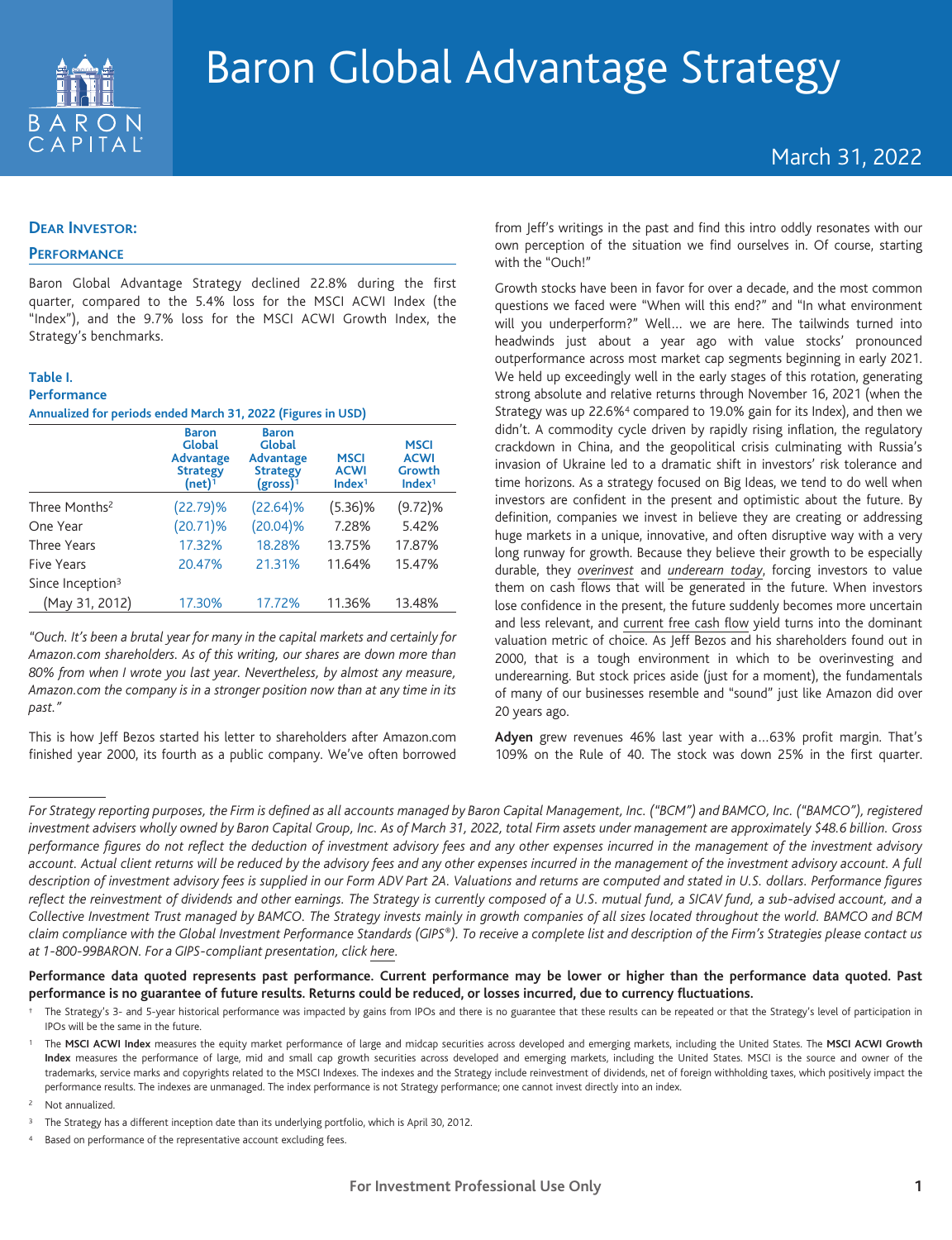# Baron Global Advantage Strategy

March 31, 2022

## Dear Investor:

### Performance

Baron Global Advantage Strategy declined 22.8% during the first quarter, compared to the 5.4% loss for the MSCI ACWI Index (the "Index"), and the 9.7% loss for the MSCI ACWI Growth Index, the Strategy's benchmarks.

**Table I.**
**Performance**
**Annualized for periods ended March 31, 2022 (Figures in USD)**

| | Baron Global Advantage Strategy (net)[1] | Baron Global Advantage Strategy (gross)[1] | MSCI ACWI Index[1] | MSCI ACWI Growth Index[1] |
|---|---|---|---|---|
| Three Months[2] | (22.79)% | (22.64)% | (5.36)% | (9.72)% |
| One Year | (20.71)% | (20.04)% | 7.28% | 5.42% |
| Three Years | 17.32% | 18.28% | 13.75% | 17.87% |
| Five Years | 20.47% | 21.31% | 11.64% | 15.47% |
| Since Inception[3] (May 31, 2012) | 17.30% | 17.72% | 11.36% | 13.48% |

*"Ouch. It's been a brutal year for many in the capital markets and certainly for Amazon.com shareholders. As of this writing, our shares are down more than 80% from when I wrote you last year. Nevertheless, by almost any measure, Amazon.com the company is in a stronger position now than at any time in its past."*

This is how Jeff Bezos started his letter to shareholders after Amazon.com finished year 2000, its fourth as a public company. We've often borrowed from Jeff's writings in the past and find this intro oddly resonates with our own perception of the situation we find ourselves in. Of course, starting with the "Ouch!"

Growth stocks have been in favor for over a decade, and the most common questions we faced were "When will this end?" and "In what environment will you underperform?" Well… we are here. The tailwinds turned into headwinds just about a year ago with value stocks' pronounced outperformance across most market cap segments beginning in early 2021. We held up exceedingly well in the early stages of this rotation, generating strong absolute and relative returns through November 16, 2021 (when the Strategy was up 22.6%[4] compared to 19.0% gain for its Index), and then we didn't. A commodity cycle driven by rapidly rising inflation, the regulatory crackdown in China, and the geopolitical crisis culminating with Russia's invasion of Ukraine led to a dramatic shift in investors' risk tolerance and time horizons. As a strategy focused on Big Ideas, we tend to do well when investors are confident in the present and optimistic about the future. By definition, companies we invest in believe they are creating or addressing huge markets in a unique, innovative, and often disruptive way with a very long runway for growth. Because they believe their growth to be especially durable, they *overinvest* and *underearn today*, forcing investors to value them on cash flows that will be generated in the future. When investors lose confidence in the present, the future suddenly becomes more uncertain and less relevant, and current free cash flow yield turns into the dominant valuation metric of choice. As Jeff Bezos and his shareholders found out in 2000, that is a tough environment in which to be overinvesting and underearning. But stock prices aside (just for a moment), the fundamentals of many of our businesses resemble and "sound" just like Amazon did over 20 years ago.

**Adyen** grew revenues 46% last year with a…63% profit margin. That's 109% on the Rule of 40. The stock was down 25% in the first quarter.

---

*For Strategy reporting purposes, the Firm is defined as all accounts managed by Baron Capital Management, Inc. ("BCM") and BAMCO, Inc. ("BAMCO"), registered investment advisers wholly owned by Baron Capital Group, Inc. As of March 31, 2022, total Firm assets under management are approximately $48.6 billion. Gross performance figures do not reflect the deduction of investment advisory fees and any other expenses incurred in the management of the investment advisory account. Actual client returns will be reduced by the advisory fees and any other expenses incurred in the management of the investment advisory account. A full description of investment advisory fees is supplied in our Form ADV Part 2A. Valuations and returns are computed and stated in U.S. dollars. Performance figures reflect the reinvestment of dividends and other earnings. The Strategy is currently composed of a U.S. mutual fund, a SICAV fund, a sub-advised account, and a Collective Investment Trust managed by BAMCO. The Strategy invests mainly in growth companies of all sizes located throughout the world. BAMCO and BCM claim compliance with the Global Investment Performance Standards (GIPS®). To receive a complete list and description of the Firm's Strategies please contact us at 1-800-99BARON. For a GIPS-compliant presentation, click here.*

**Performance data quoted represents past performance. Current performance may be lower or higher than the performance data quoted. Past performance is no guarantee of future results. Returns could be reduced, or losses incurred, due to currency fluctuations.**

† The Strategy's 3- and 5-year historical performance was impacted by gains from IPOs and there is no guarantee that these results can be repeated or that the Strategy's level of participation in IPOs will be the same in the future.

[1] The **MSCI ACWI Index** measures the equity market performance of large and midcap securities across developed and emerging markets, including the United States. The **MSCI ACWI Growth Index** measures the performance of large, mid and small cap growth securities across developed and emerging markets, including the United States. MSCI is the source and owner of the trademarks, service marks and copyrights related to the MSCI Indexes. The indexes and the Strategy include reinvestment of dividends, net of foreign withholding taxes, which positively impact the performance results. The indexes are unmanaged. The index performance is not Strategy performance; one cannot invest directly into an index.

[2] Not annualized.

[3] The Strategy has a different inception date than its underlying portfolio, which is April 30, 2012.

[4] Based on performance of the representative account excluding fees.

For Investment Professional Use Only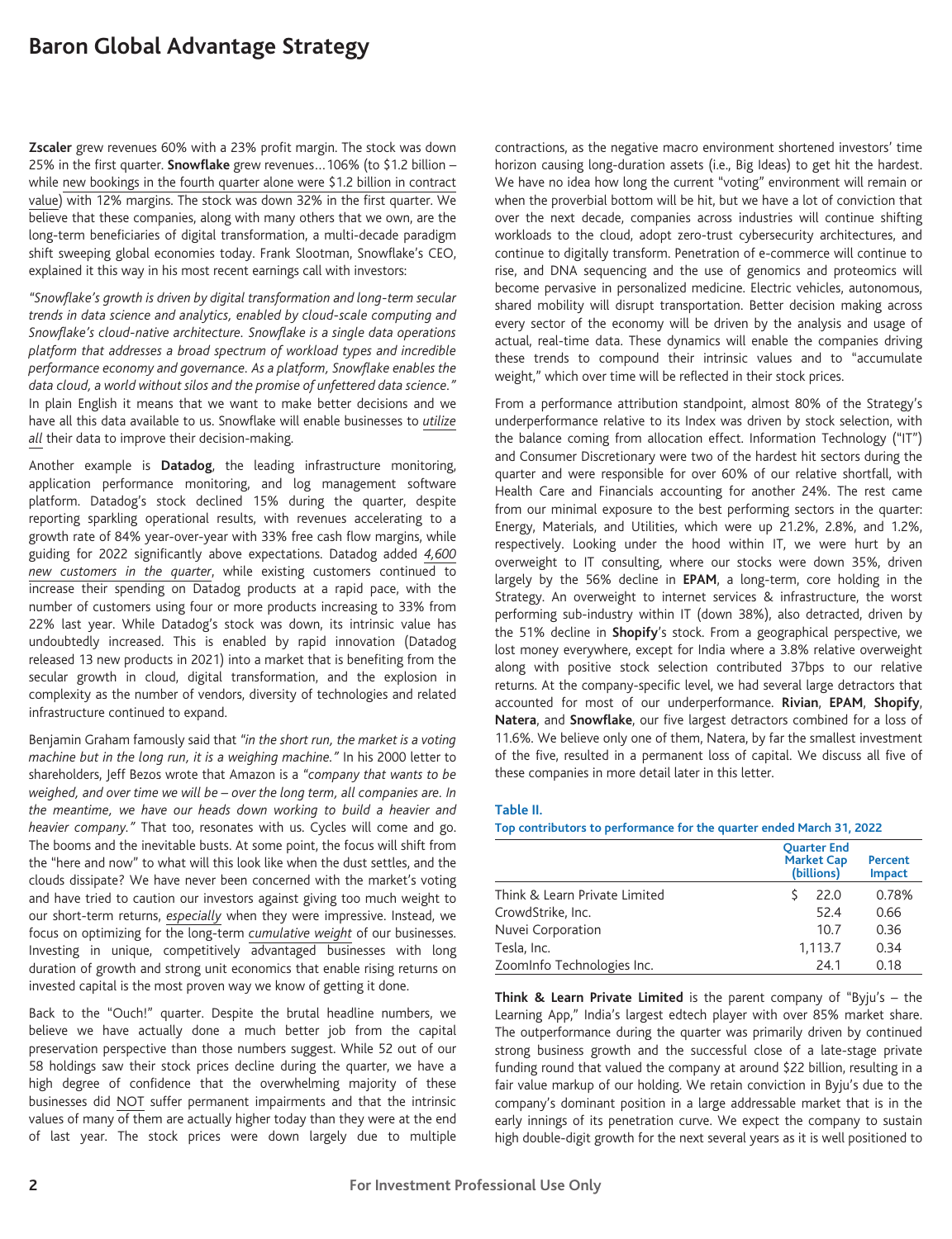**Zscaler** grew revenues 60% with a 23% profit margin. The stock was down 25% in the first quarter. **Snowflake** grew revenues…106% (to $1.2 billion – while new bookings in the fourth quarter alone were $1.2 billion in contract value) with 12% margins. The stock was down 32% in the first quarter. We believe that these companies, along with many others that we own, are the long-term beneficiaries of digital transformation, a multi-decade paradigm shift sweeping global economies today. Frank Slootman, Snowflake's CEO, explained it this way in his most recent earnings call with investors:

*"Snowflake's growth is driven by digital transformation and long-term secular trends in data science and analytics, enabled by cloud-scale computing and Snowflake's cloud-native architecture. Snowflake is a single data operations platform that addresses a broad spectrum of workload types and incredible performance economy and governance. As a platform, Snowflake enables the data cloud, a world without silos and the promise of unfettered data science."* In plain English it means that we want to make better decisions and we have all this data available to us. Snowflake will enable businesses to *utilize all* their data to improve their decision-making.

Another example is **Datadog**, the leading infrastructure monitoring, application performance monitoring, and log management software platform. Datadog's stock declined 15% during the quarter, despite reporting sparkling operational results, with revenues accelerating to a growth rate of 84% year-over-year with 33% free cash flow margins, while guiding for 2022 significantly above expectations. Datadog added *4,600 new customers in the quarter*, while existing customers continued to increase their spending on Datadog products at a rapid pace, with the number of customers using four or more products increasing to 33% from 22% last year. While Datadog's stock was down, its intrinsic value has undoubtedly increased. This is enabled by rapid innovation (Datadog released 13 new products in 2021) into a market that is benefiting from the secular growth in cloud, digital transformation, and the explosion in complexity as the number of vendors, diversity of technologies and related infrastructure continued to expand.

Benjamin Graham famously said that *"in the short run, the market is a voting machine but in the long run, it is a weighing machine."* In his 2000 letter to shareholders, Jeff Bezos wrote that Amazon is a *"company that wants to be weighed, and over time we will be – over the long term, all companies are. In the meantime, we have our heads down working to build a heavier and heavier company."* That too, resonates with us. Cycles will come and go. The booms and the inevitable busts. At some point, the focus will shift from the "here and now" to what will this look like when the dust settles, and the clouds dissipate? We have never been concerned with the market's voting and have tried to caution our investors against giving too much weight to our short-term returns, *especially* when they were impressive. Instead, we focus on optimizing for the long-term *cumulative weight* of our businesses. Investing in unique, competitively advantaged businesses with long duration of growth and strong unit economics that enable rising returns on invested capital is the most proven way we know of getting it done.

Back to the "Ouch!" quarter. Despite the brutal headline numbers, we believe we have actually done a much better job from the capital preservation perspective than those numbers suggest. While 52 out of our 58 holdings saw their stock prices decline during the quarter, we have a high degree of confidence that the overwhelming majority of these businesses did NOT suffer permanent impairments and that the intrinsic values of many of them are actually higher today than they were at the end of last year. The stock prices were down largely due to multiple contractions, as the negative macro environment shortened investors' time horizon causing long-duration assets (i.e., Big Ideas) to get hit the hardest. We have no idea how long the current "voting" environment will remain or when the proverbial bottom will be hit, but we have a lot of conviction that over the next decade, companies across industries will continue shifting workloads to the cloud, adopt zero-trust cybersecurity architectures, and continue to digitally transform. Penetration of e-commerce will continue to rise, and DNA sequencing and the use of genomics and proteomics will become pervasive in personalized medicine. Electric vehicles, autonomous, shared mobility will disrupt transportation. Better decision making across every sector of the economy will be driven by the analysis and usage of actual, real-time data. These dynamics will enable the companies driving these trends to compound their intrinsic values and to "accumulate weight," which over time will be reflected in their stock prices.

From a performance attribution standpoint, almost 80% of the Strategy's underperformance relative to its Index was driven by stock selection, with the balance coming from allocation effect. Information Technology ("IT") and Consumer Discretionary were two of the hardest hit sectors during the quarter and were responsible for over 60% of our relative shortfall, with Health Care and Financials accounting for another 24%. The rest came from our minimal exposure to the best performing sectors in the quarter: Energy, Materials, and Utilities, which were up 21.2%, 2.8%, and 1.2%, respectively. Looking under the hood within IT, we were hurt by an overweight to IT consulting, where our stocks were down 35%, driven largely by the 56% decline in **EPAM**, a long-term, core holding in the Strategy. An overweight to internet services & infrastructure, the worst performing sub-industry within IT (down 38%), also detracted, driven by the 51% decline in **Shopify**'s stock. From a geographical perspective, we lost money everywhere, except for India where a 3.8% relative overweight along with positive stock selection contributed 37bps to our relative returns. At the company-specific level, we had several large detractors that accounted for most of our underperformance. **Rivian**, **EPAM**, **Shopify**, **Natera**, and **Snowflake**, our five largest detractors combined for a loss of 11.6%. We believe only one of them, Natera, by far the smallest investment of the five, resulted in a permanent loss of capital. We discuss all five of these companies in more detail later in this letter.

**Table II.**

**Top contributors to performance for the quarter ended March 31, 2022**

| | Quarter End Market Cap (billions) | Percent Impact |
|---|---|---|
| Think & Learn Private Limited | $ 22.0 | 0.78% |
| CrowdStrike, Inc. | 52.4 | 0.66 |
| Nuvei Corporation | 10.7 | 0.36 |
| Tesla, Inc. | 1,113.7 | 0.34 |
| ZoomInfo Technologies Inc. | 24.1 | 0.18 |

**Think & Learn Private Limited** is the parent company of "Byju's – the Learning App," India's largest edtech player with over 85% market share. The outperformance during the quarter was primarily driven by continued strong business growth and the successful close of a late-stage private funding round that valued the company at around $22 billion, resulting in a fair value markup of our holding. We retain conviction in Byju's due to the company's dominant position in a large addressable market that is in the early innings of its penetration curve. We expect the company to sustain high double-digit growth for the next several years as it is well positioned to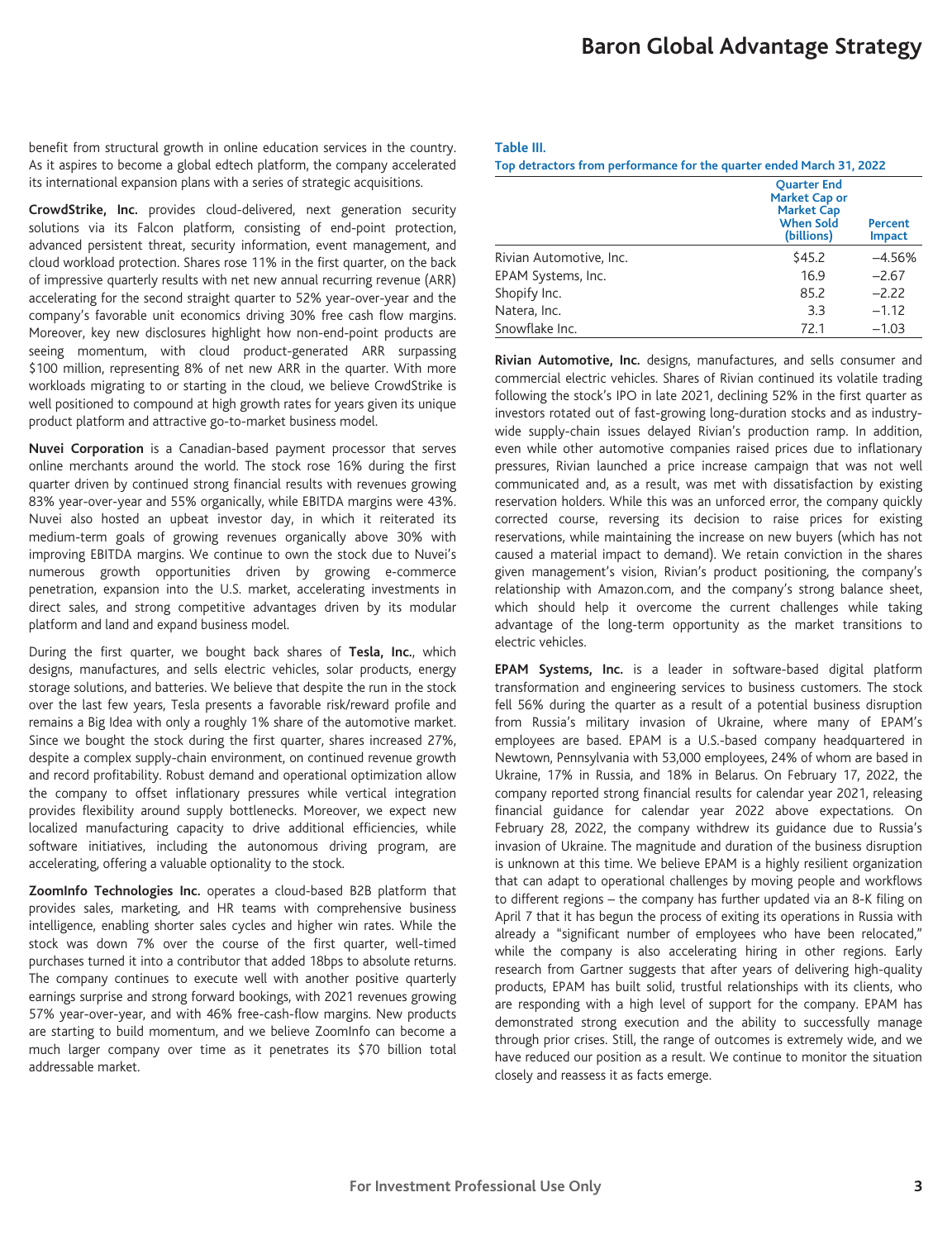benefit from structural growth in online education services in the country. As it aspires to become a global edtech platform, the company accelerated its international expansion plans with a series of strategic acquisitions.

**CrowdStrike, Inc.** provides cloud-delivered, next generation security solutions via its Falcon platform, consisting of end-point protection, advanced persistent threat, security information, event management, and cloud workload protection. Shares rose 11% in the first quarter, on the back of impressive quarterly results with net new annual recurring revenue (ARR) accelerating for the second straight quarter to 52% year-over-year and the company's favorable unit economics driving 30% free cash flow margins. Moreover, key new disclosures highlight how non-end-point products are seeing momentum, with cloud product-generated ARR surpassing $100 million, representing 8% of net new ARR in the quarter. With more workloads migrating to or starting in the cloud, we believe CrowdStrike is well positioned to compound at high growth rates for years given its unique product platform and attractive go-to-market business model.

**Nuvei Corporation** is a Canadian-based payment processor that serves online merchants around the world. The stock rose 16% during the first quarter driven by continued strong financial results with revenues growing 83% year-over-year and 55% organically, while EBITDA margins were 43%. Nuvei also hosted an upbeat investor day, in which it reiterated its medium-term goals of growing revenues organically above 30% with improving EBITDA margins. We continue to own the stock due to Nuvei's numerous growth opportunities driven by growing e-commerce penetration, expansion into the U.S. market, accelerating investments in direct sales, and strong competitive advantages driven by its modular platform and land and expand business model.

During the first quarter, we bought back shares of **Tesla, Inc.**, which designs, manufactures, and sells electric vehicles, solar products, energy storage solutions, and batteries. We believe that despite the run in the stock over the last few years, Tesla presents a favorable risk/reward profile and remains a Big Idea with only a roughly 1% share of the automotive market. Since we bought the stock during the first quarter, shares increased 27%, despite a complex supply-chain environment, on continued revenue growth and record profitability. Robust demand and operational optimization allow the company to offset inflationary pressures while vertical integration provides flexibility around supply bottlenecks. Moreover, we expect new localized manufacturing capacity to drive additional efficiencies, while software initiatives, including the autonomous driving program, are accelerating, offering a valuable optionality to the stock.

**ZoomInfo Technologies Inc.** operates a cloud-based B2B platform that provides sales, marketing, and HR teams with comprehensive business intelligence, enabling shorter sales cycles and higher win rates. While the stock was down 7% over the course of the first quarter, well-timed purchases turned it into a contributor that added 18bps to absolute returns. The company continues to execute well with another positive quarterly earnings surprise and strong forward bookings, with 2021 revenues growing 57% year-over-year, and with 46% free-cash-flow margins. New products are starting to build momentum, and we believe ZoomInfo can become a much larger company over time as it penetrates its $70 billion total addressable market.

**Table III.**
**Top detractors from performance for the quarter ended March 31, 2022**

| | Quarter End Market Cap or Market Cap When Sold (billions) | Percent Impact |
|---|---|---|
| Rivian Automotive, Inc. | $45.2 | –4.56% |
| EPAM Systems, Inc. | 16.9 | –2.67 |
| Shopify Inc. | 85.2 | –2.22 |
| Natera, Inc. | 3.3 | –1.12 |
| Snowflake Inc. | 72.1 | –1.03 |

**Rivian Automotive, Inc.** designs, manufactures, and sells consumer and commercial electric vehicles. Shares of Rivian continued its volatile trading following the stock's IPO in late 2021, declining 52% in the first quarter as investors rotated out of fast-growing long-duration stocks and as industry-wide supply-chain issues delayed Rivian's production ramp. In addition, even while other automotive companies raised prices due to inflationary pressures, Rivian launched a price increase campaign that was not well communicated and, as a result, was met with dissatisfaction by existing reservation holders. While this was an unforced error, the company quickly corrected course, reversing its decision to raise prices for existing reservations, while maintaining the increase on new buyers (which has not caused a material impact to demand). We retain conviction in the shares given management's vision, Rivian's product positioning, the company's relationship with Amazon.com, and the company's strong balance sheet, which should help it overcome the current challenges while taking advantage of the long-term opportunity as the market transitions to electric vehicles.

**EPAM Systems, Inc.** is a leader in software-based digital platform transformation and engineering services to business customers. The stock fell 56% during the quarter as a result of a potential business disruption from Russia's military invasion of Ukraine, where many of EPAM's employees are based. EPAM is a U.S.-based company headquartered in Newtown, Pennsylvania with 53,000 employees, 24% of whom are based in Ukraine, 17% in Russia, and 18% in Belarus. On February 17, 2022, the company reported strong financial results for calendar year 2021, releasing financial guidance for calendar year 2022 above expectations. On February 28, 2022, the company withdrew its guidance due to Russia's invasion of Ukraine. The magnitude and duration of the business disruption is unknown at this time. We believe EPAM is a highly resilient organization that can adapt to operational challenges by moving people and workflows to different regions – the company has further updated via an 8-K filing on April 7 that it has begun the process of exiting its operations in Russia with already a "significant number of employees who have been relocated," while the company is also accelerating hiring in other regions. Early research from Gartner suggests that after years of delivering high-quality products, EPAM has built solid, trustful relationships with its clients, who are responding with a high level of support for the company. EPAM has demonstrated strong execution and the ability to successfully manage through prior crises. Still, the range of outcomes is extremely wide, and we have reduced our position as a result. We continue to monitor the situation closely and reassess it as facts emerge.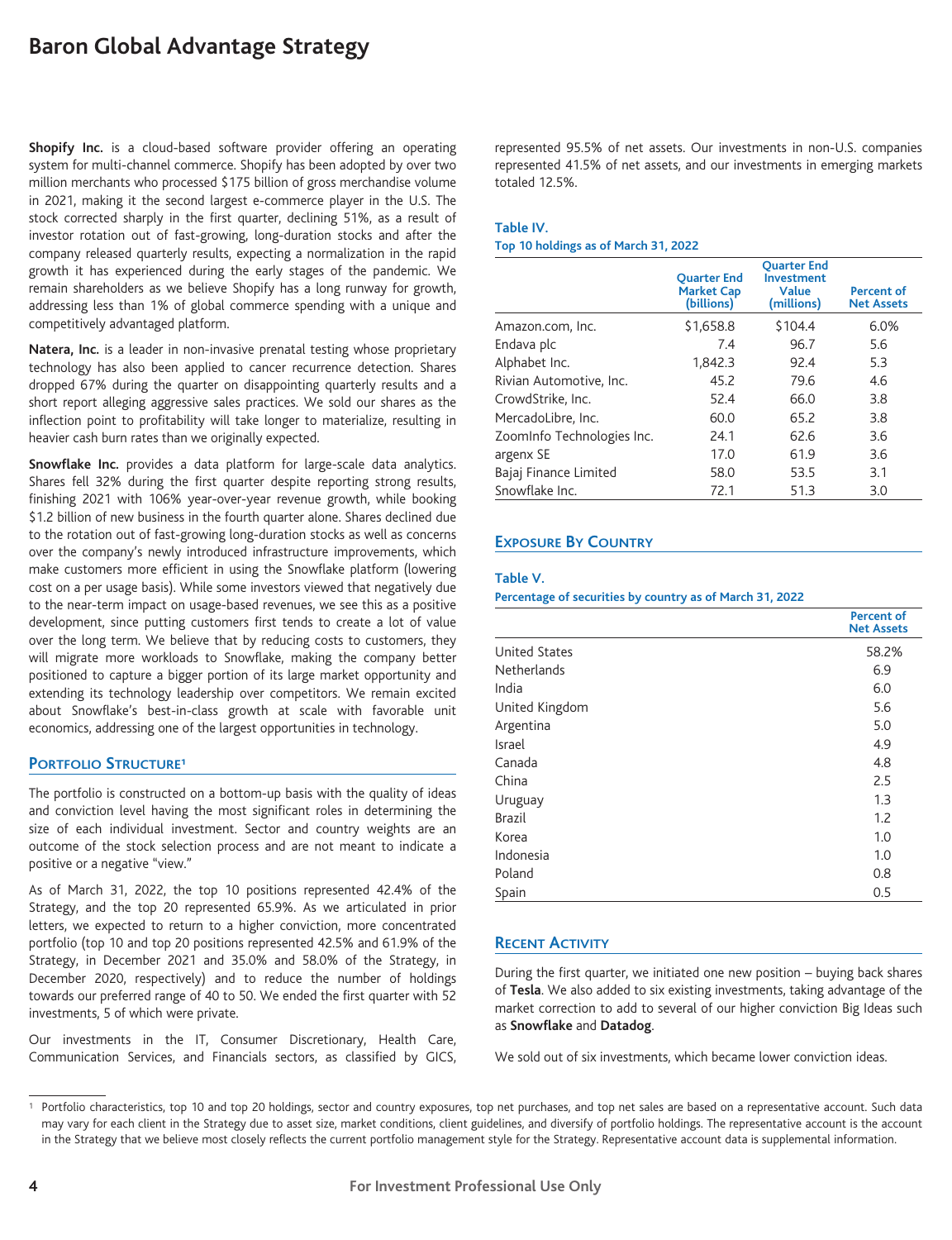**Shopify Inc.** is a cloud-based software provider offering an operating system for multi-channel commerce. Shopify has been adopted by over two million merchants who processed $175 billion of gross merchandise volume in 2021, making it the second largest e-commerce player in the U.S. The stock corrected sharply in the first quarter, declining 51%, as a result of investor rotation out of fast-growing, long-duration stocks and after the company released quarterly results, expecting a normalization in the rapid growth it has experienced during the early stages of the pandemic. We remain shareholders as we believe Shopify has a long runway for growth, addressing less than 1% of global commerce spending with a unique and competitively advantaged platform.

**Natera, Inc.** is a leader in non-invasive prenatal testing whose proprietary technology has also been applied to cancer recurrence detection. Shares dropped 67% during the quarter on disappointing quarterly results and a short report alleging aggressive sales practices. We sold our shares as the inflection point to profitability will take longer to materialize, resulting in heavier cash burn rates than we originally expected.

**Snowflake Inc.** provides a data platform for large-scale data analytics. Shares fell 32% during the first quarter despite reporting strong results, finishing 2021 with 106% year-over-year revenue growth, while booking $1.2 billion of new business in the fourth quarter alone. Shares declined due to the rotation out of fast-growing long-duration stocks as well as concerns over the company's newly introduced infrastructure improvements, which make customers more efficient in using the Snowflake platform (lowering cost on a per usage basis). While some investors viewed that negatively due to the near-term impact on usage-based revenues, we see this as a positive development, since putting customers first tends to create a lot of value over the long term. We believe that by reducing costs to customers, they will migrate more workloads to Snowflake, making the company better positioned to capture a bigger portion of its large market opportunity and extending its technology leadership over competitors. We remain excited about Snowflake's best-in-class growth at scale with favorable unit economics, addressing one of the largest opportunities in technology.

## Portfolio Structure[1]

The portfolio is constructed on a bottom-up basis with the quality of ideas and conviction level having the most significant roles in determining the size of each individual investment. Sector and country weights are an outcome of the stock selection process and are not meant to indicate a positive or a negative "view."

As of March 31, 2022, the top 10 positions represented 42.4% of the Strategy, and the top 20 represented 65.9%. As we articulated in prior letters, we expected to return to a higher conviction, more concentrated portfolio (top 10 and top 20 positions represented 42.5% and 61.9% of the Strategy, in December 2021 and 35.0% and 58.0% of the Strategy, in December 2020, respectively) and to reduce the number of holdings towards our preferred range of 40 to 50. We ended the first quarter with 52 investments, 5 of which were private.

Our investments in the IT, Consumer Discretionary, Health Care, Communication Services, and Financials sectors, as classified by GICS, represented 95.5% of net assets. Our investments in non-U.S. companies represented 41.5% of net assets, and our investments in emerging markets totaled 12.5%.

**Table IV.**
**Top 10 holdings as of March 31, 2022**

| | Quarter End Market Cap (billions) | Quarter End Investment Value (millions) | Percent of Net Assets |
|---|---|---|---|
| Amazon.com, Inc. | $1,658.8 | $104.4 | 6.0% |
| Endava plc | 7.4 | 96.7 | 5.6 |
| Alphabet Inc. | 1,842.3 | 92.4 | 5.3 |
| Rivian Automotive, Inc. | 45.2 | 79.6 | 4.6 |
| CrowdStrike, Inc. | 52.4 | 66.0 | 3.8 |
| MercadoLibre, Inc. | 60.0 | 65.2 | 3.8 |
| ZoomInfo Technologies Inc. | 24.1 | 62.6 | 3.6 |
| argenx SE | 17.0 | 61.9 | 3.6 |
| Bajaj Finance Limited | 58.0 | 53.5 | 3.1 |
| Snowflake Inc. | 72.1 | 51.3 | 3.0 |

## Exposure By Country

**Table V.**
**Percentage of securities by country as of March 31, 2022**

| | Percent of Net Assets |
|---|---|
| United States | 58.2% |
| Netherlands | 6.9 |
| India | 6.0 |
| United Kingdom | 5.6 |
| Argentina | 5.0 |
| Israel | 4.9 |
| Canada | 4.8 |
| China | 2.5 |
| Uruguay | 1.3 |
| Brazil | 1.2 |
| Korea | 1.0 |
| Indonesia | 1.0 |
| Poland | 0.8 |
| Spain | 0.5 |

## Recent Activity

During the first quarter, we initiated one new position – buying back shares of **Tesla**. We also added to six existing investments, taking advantage of the market correction to add to several of our higher conviction Big Ideas such as **Snowflake** and **Datadog**.

We sold out of six investments, which became lower conviction ideas.

[1] Portfolio characteristics, top 10 and top 20 holdings, sector and country exposures, top net purchases, and top net sales are based on a representative account. Such data may vary for each client in the Strategy due to asset size, market conditions, client guidelines, and diversify of portfolio holdings. The representative account is the account in the Strategy that we believe most closely reflects the current portfolio management style for the Strategy. Representative account data is supplemental information.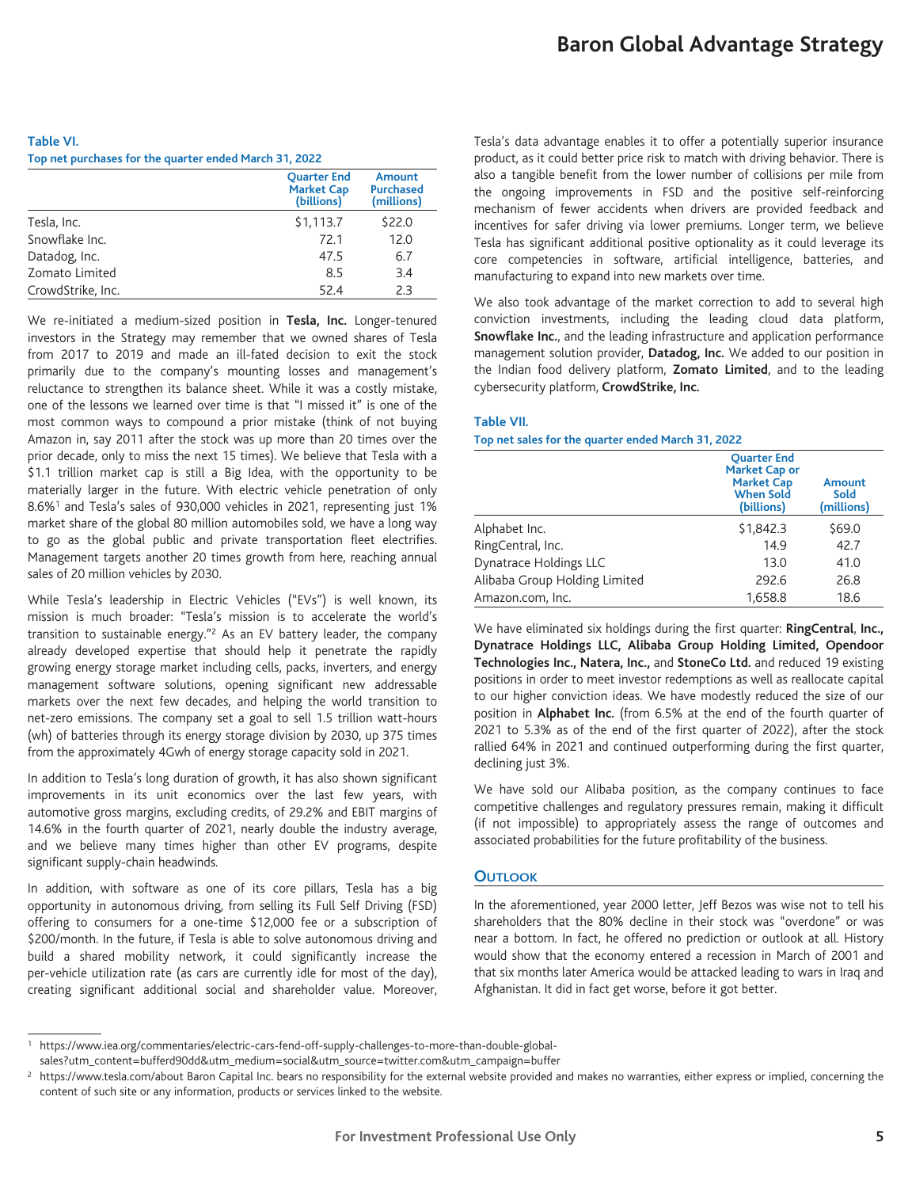**Table VI.**
**Top net purchases for the quarter ended March 31, 2022**

| | Quarter End Market Cap (billions) | Amount Purchased (millions) |
|---|---|---|
| Tesla, Inc. | $1,113.7 | $22.0 |
| Snowflake Inc. | 72.1 | 12.0 |
| Datadog, Inc. | 47.5 | 6.7 |
| Zomato Limited | 8.5 | 3.4 |
| CrowdStrike, Inc. | 52.4 | 2.3 |

We re-initiated a medium-sized position in **Tesla, Inc.** Longer-tenured investors in the Strategy may remember that we owned shares of Tesla from 2017 to 2019 and made an ill-fated decision to exit the stock primarily due to the company's mounting losses and management's reluctance to strengthen its balance sheet. While it was a costly mistake, one of the lessons we learned over time is that "I missed it" is one of the most common ways to compound a prior mistake (think of not buying Amazon in, say 2011 after the stock was up more than 20 times over the prior decade, only to miss the next 15 times). We believe that Tesla with a $1.1 trillion market cap is still a Big Idea, with the opportunity to be materially larger in the future. With electric vehicle penetration of only 8.6%[1] and Tesla's sales of 930,000 vehicles in 2021, representing just 1% market share of the global 80 million automobiles sold, we have a long way to go as the global public and private transportation fleet electrifies. Management targets another 20 times growth from here, reaching annual sales of 20 million vehicles by 2030.

While Tesla's leadership in Electric Vehicles ("EVs") is well known, its mission is much broader: "Tesla's mission is to accelerate the world's transition to sustainable energy."[2] As an EV battery leader, the company already developed expertise that should help it penetrate the rapidly growing energy storage market including cells, packs, inverters, and energy management software solutions, opening significant new addressable markets over the next few decades, and helping the world transition to net-zero emissions. The company set a goal to sell 1.5 trillion watt-hours (wh) of batteries through its energy storage division by 2030, up 375 times from the approximately 4Gwh of energy storage capacity sold in 2021.

In addition to Tesla's long duration of growth, it has also shown significant improvements in its unit economics over the last few years, with automotive gross margins, excluding credits, of 29.2% and EBIT margins of 14.6% in the fourth quarter of 2021, nearly double the industry average, and we believe many times higher than other EV programs, despite significant supply-chain headwinds.

In addition, with software as one of its core pillars, Tesla has a big opportunity in autonomous driving, from selling its Full Self Driving (FSD) offering to consumers for a one-time $12,000 fee or a subscription of $200/month. In the future, if Tesla is able to solve autonomous driving and build a shared mobility network, it could significantly increase the per-vehicle utilization rate (as cars are currently idle for most of the day), creating significant additional social and shareholder value. Moreover, Tesla's data advantage enables it to offer a potentially superior insurance product, as it could better price risk to match with driving behavior. There is also a tangible benefit from the lower number of collisions per mile from the ongoing improvements in FSD and the positive self-reinforcing mechanism of fewer accidents when drivers are provided feedback and incentives for safer driving via lower premiums. Longer term, we believe Tesla has significant additional positive optionality as it could leverage its core competencies in software, artificial intelligence, batteries, and manufacturing to expand into new markets over time.

We also took advantage of the market correction to add to several high conviction investments, including the leading cloud data platform, **Snowflake Inc.**, and the leading infrastructure and application performance management solution provider, **Datadog, Inc.** We added to our position in the Indian food delivery platform, **Zomato Limited**, and to the leading cybersecurity platform, **CrowdStrike, Inc.**

**Table VII.**
**Top net sales for the quarter ended March 31, 2022**

| | Quarter End Market Cap or Market Cap When Sold (billions) | Amount Sold (millions) |
|---|---|---|
| Alphabet Inc. | $1,842.3 | $69.0 |
| RingCentral, Inc. | 14.9 | 42.7 |
| Dynatrace Holdings LLC | 13.0 | 41.0 |
| Alibaba Group Holding Limited | 292.6 | 26.8 |
| Amazon.com, Inc. | 1,658.8 | 18.6 |

We have eliminated six holdings during the first quarter: **RingCentral**, **Inc., Dynatrace Holdings LLC, Alibaba Group Holding Limited, Opendoor Technologies Inc., Natera, Inc.,** and **StoneCo Ltd.** and reduced 19 existing positions in order to meet investor redemptions as well as reallocate capital to our higher conviction ideas. We have modestly reduced the size of our position in **Alphabet Inc.** (from 6.5% at the end of the fourth quarter of 2021 to 5.3% as of the end of the first quarter of 2022), after the stock rallied 64% in 2021 and continued outperforming during the first quarter, declining just 3%.

We have sold our Alibaba position, as the company continues to face competitive challenges and regulatory pressures remain, making it difficult (if not impossible) to appropriately assess the range of outcomes and associated probabilities for the future profitability of the business.

## Outlook

In the aforementioned, year 2000 letter, Jeff Bezos was wise not to tell his shareholders that the 80% decline in their stock was "overdone" or was near a bottom. In fact, he offered no prediction or outlook at all. History would show that the economy entered a recession in March of 2001 and that six months later America would be attacked leading to wars in Iraq and Afghanistan. It did in fact get worse, before it got better.

---

[1] https://www.iea.org/commentaries/electric-cars-fend-off-supply-challenges-to-more-than-double-global-sales?utm_content=bufferd90dd&utm_medium=social&utm_source=twitter.com&utm_campaign=buffer

[2] https://www.tesla.com/about Baron Capital Inc. bears no responsibility for the external website provided and makes no warranties, either express or implied, concerning the content of such site or any information, products or services linked to the website.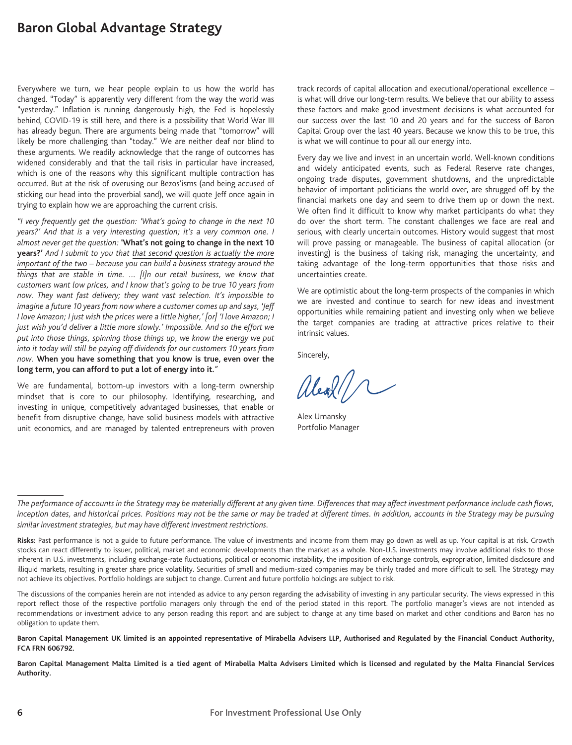# Baron Global Advantage Strategy

Everywhere we turn, we hear people explain to us how the world has changed. "Today" is apparently very different from the way the world was "yesterday." Inflation is running dangerously high, the Fed is hopelessly behind, COVID-19 is still here, and there is a possibility that World War III has already begun. There are arguments being made that "tomorrow" will likely be more challenging than "today." We are neither deaf nor blind to these arguments. We readily acknowledge that the range of outcomes has widened considerably and that the tail risks in particular have increased, which is one of the reasons why this significant multiple contraction has occurred. But at the risk of overusing our Bezos'isms (and being accused of sticking our head into the proverbial sand), we will quote Jeff once again in trying to explain how we are approaching the current crisis.

*"I very frequently get the question: 'What's going to change in the next 10 years?' And that is a very interesting question; it's a very common one. I almost never get the question:* **'What's not going to change in the next 10 years?'** *And I submit to you that <u>that second question is actually the more important of the two</u> – because you can build a business strategy around the things that are stable in time. … [I]n our retail business, we know that customers want low prices, and I know that's going to be true 10 years from now. They want fast delivery; they want vast selection. It's impossible to imagine a future 10 years from now where a customer comes up and says, 'Jeff I love Amazon; I just wish the prices were a little higher,' [or] 'I love Amazon; I just wish you'd deliver a little more slowly.' Impossible. And so the effort we put into those things, spinning those things up, we know the energy we put into it today will still be paying off dividends for our customers 10 years from now.* **When you have something that you know is true, even over the long term, you can afford to put a lot of energy into it.**"

We are fundamental, bottom-up investors with a long-term ownership mindset that is core to our philosophy. Identifying, researching, and investing in unique, competitively advantaged businesses, that enable or benefit from disruptive change, have solid business models with attractive unit economics, and are managed by talented entrepreneurs with proven track records of capital allocation and executional/operational excellence – is what will drive our long-term results. We believe that our ability to assess these factors and make good investment decisions is what accounted for our success over the last 10 and 20 years and for the success of Baron Capital Group over the last 40 years. Because we know this to be true, this is what we will continue to pour all our energy into.

Every day we live and invest in an uncertain world. Well-known conditions and widely anticipated events, such as Federal Reserve rate changes, ongoing trade disputes, government shutdowns, and the unpredictable behavior of important politicians the world over, are shrugged off by the financial markets one day and seem to drive them up or down the next. We often find it difficult to know why market participants do what they do over the short term. The constant challenges we face are real and serious, with clearly uncertain outcomes. History would suggest that most will prove passing or manageable. The business of capital allocation (or investing) is the business of taking risk, managing the uncertainty, and taking advantage of the long-term opportunities that those risks and uncertainties create.

We are optimistic about the long-term prospects of the companies in which we are invested and continue to search for new ideas and investment opportunities while remaining patient and investing only when we believe the target companies are trading at attractive prices relative to their intrinsic values.

Sincerely,

Alex Umansky
Portfolio Manager

---

*The performance of accounts in the Strategy may be materially different at any given time. Differences that may affect investment performance include cash flows, inception dates, and historical prices. Positions may not be the same or may be traded at different times. In addition, accounts in the Strategy may be pursuing similar investment strategies, but may have different investment restrictions.*

**Risks:** Past performance is not a guide to future performance. The value of investments and income from them may go down as well as up. Your capital is at risk. Growth stocks can react differently to issuer, political, market and economic developments than the market as a whole. Non-U.S. investments may involve additional risks to those inherent in U.S. investments, including exchange-rate fluctuations, political or economic instability, the imposition of exchange controls, expropriation, limited disclosure and illiquid markets, resulting in greater share price volatility. Securities of small and medium-sized companies may be thinly traded and more difficult to sell. The Strategy may not achieve its objectives. Portfolio holdings are subject to change. Current and future portfolio holdings are subject to risk.

The discussions of the companies herein are not intended as advice to any person regarding the advisability of investing in any particular security. The views expressed in this report reflect those of the respective portfolio managers only through the end of the period stated in this report. The portfolio manager's views are not intended as recommendations or investment advice to any person reading this report and are subject to change at any time based on market and other conditions and Baron has no obligation to update them.

**Baron Capital Management UK limited is an appointed representative of Mirabella Advisers LLP, Authorised and Regulated by the Financial Conduct Authority, FCA FRN 606792.**

**Baron Capital Management Malta Limited is a tied agent of Mirabella Malta Advisers Limited which is licensed and regulated by the Malta Financial Services Authority.**

**For Investment Professional Use Only**